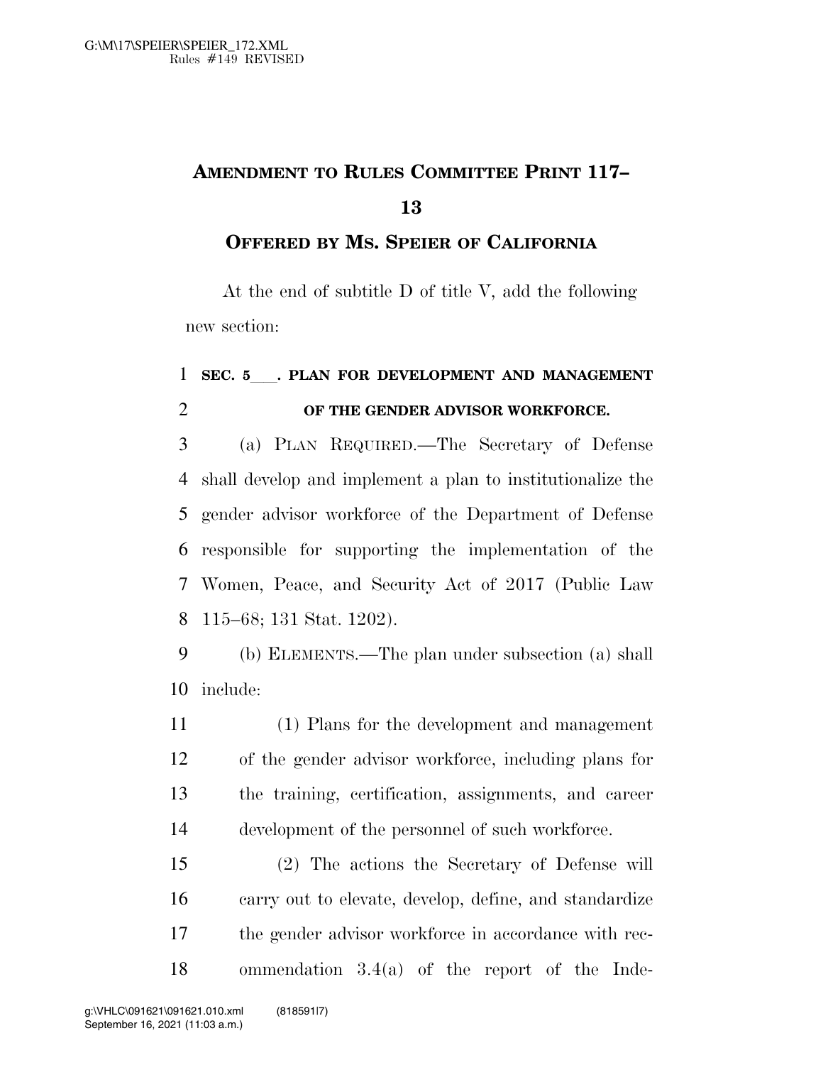# AMENDMENT TO RULES COMMITTEE PRINT 117–13

## OFFERED BY MS. SPEIER OF CALIFORNIA

At the end of subtitle D of title V, add the following new section:

**SEC. 5___. PLAN FOR DEVELOPMENT AND MANAGEMENT OF THE GENDER ADVISOR WORKFORCE.**

(a) PLAN REQUIRED.—The Secretary of Defense shall develop and implement a plan to institutionalize the gender advisor workforce of the Department of Defense responsible for supporting the implementation of the Women, Peace, and Security Act of 2017 (Public Law 115–68; 131 Stat. 1202).

(b) ELEMENTS.—The plan under subsection (a) shall include:

(1) Plans for the development and management of the gender advisor workforce, including plans for the training, certification, assignments, and career development of the personnel of such workforce.

(2) The actions the Secretary of Defense will carry out to elevate, develop, define, and standardize the gender advisor workforce in accordance with recommendation 3.4(a) of the report of the Inde-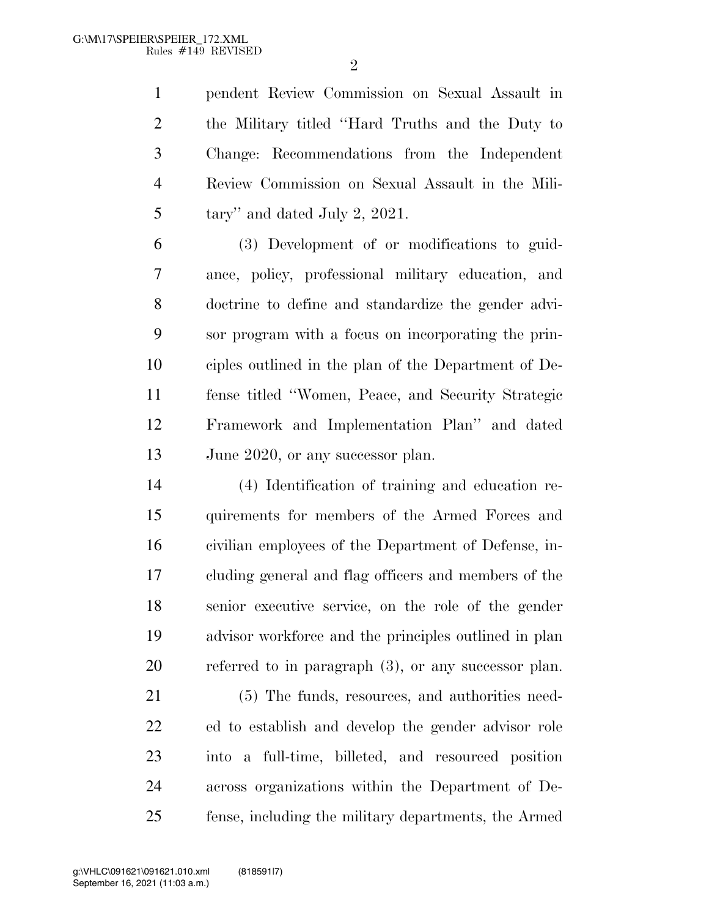pendent Review Commission on Sexual Assault in the Military titled ''Hard Truths and the Duty to Change: Recommendations from the Independent Review Commission on Sexual Assault in the Military'' and dated July 2, 2021.

(3) Development of or modifications to guidance, policy, professional military education, and doctrine to define and standardize the gender advisor program with a focus on incorporating the principles outlined in the plan of the Department of Defense titled ''Women, Peace, and Security Strategic Framework and Implementation Plan'' and dated June 2020, or any successor plan.

(4) Identification of training and education requirements for members of the Armed Forces and civilian employees of the Department of Defense, including general and flag officers and members of the senior executive service, on the role of the gender advisor workforce and the principles outlined in plan referred to in paragraph (3), or any successor plan.

(5) The funds, resources, and authorities needed to establish and develop the gender advisor role into a full-time, billeted, and resourced position across organizations within the Department of Defense, including the military departments, the Armed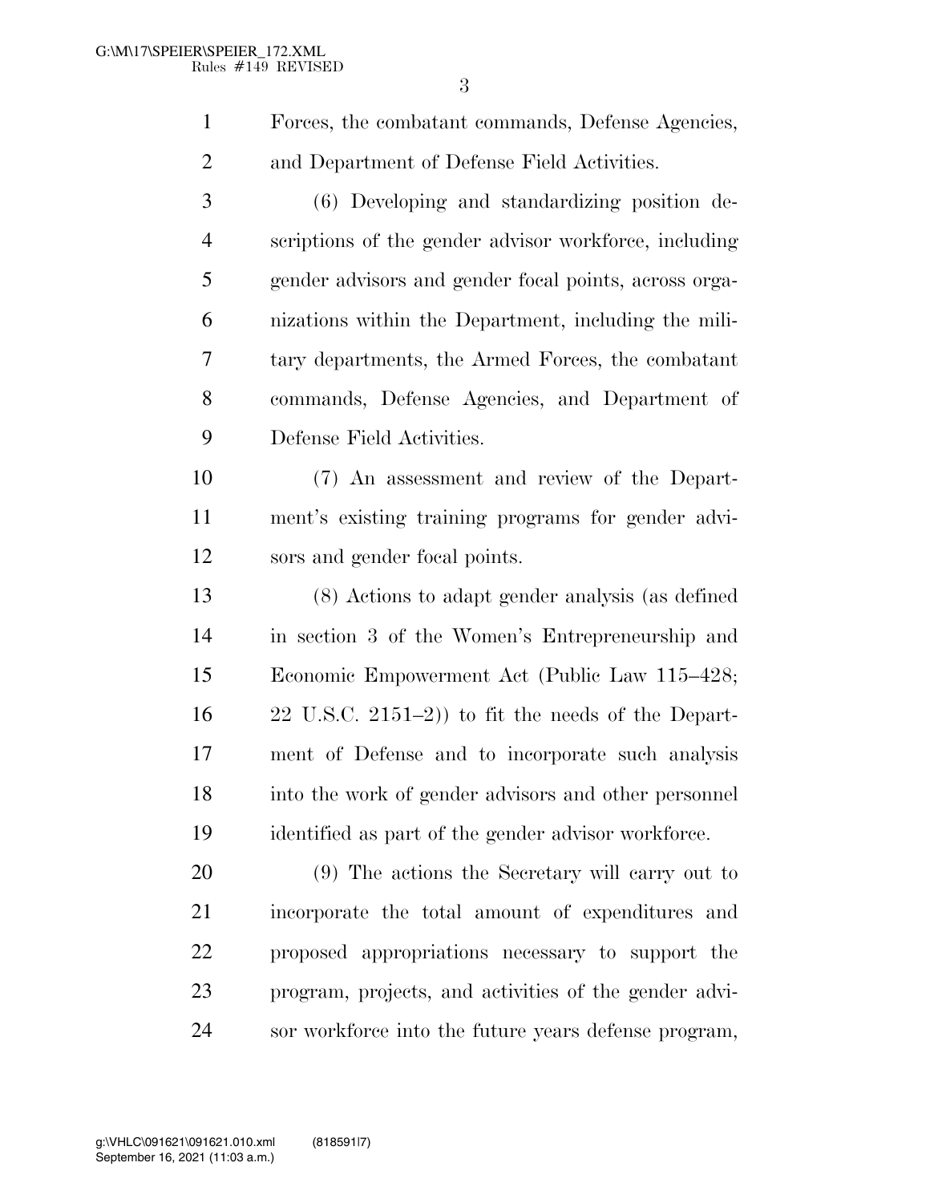Forces, the combatant commands, Defense Agencies, and Department of Defense Field Activities.

(6) Developing and standardizing position descriptions of the gender advisor workforce, including gender advisors and gender focal points, across organizations within the Department, including the military departments, the Armed Forces, the combatant commands, Defense Agencies, and Department of Defense Field Activities.

(7) An assessment and review of the Department's existing training programs for gender advisors and gender focal points.

(8) Actions to adapt gender analysis (as defined in section 3 of the Women's Entrepreneurship and Economic Empowerment Act (Public Law 115–428; 22 U.S.C. 2151–2)) to fit the needs of the Department of Defense and to incorporate such analysis into the work of gender advisors and other personnel identified as part of the gender advisor workforce.

(9) The actions the Secretary will carry out to incorporate the total amount of expenditures and proposed appropriations necessary to support the program, projects, and activities of the gender advisor workforce into the future years defense program,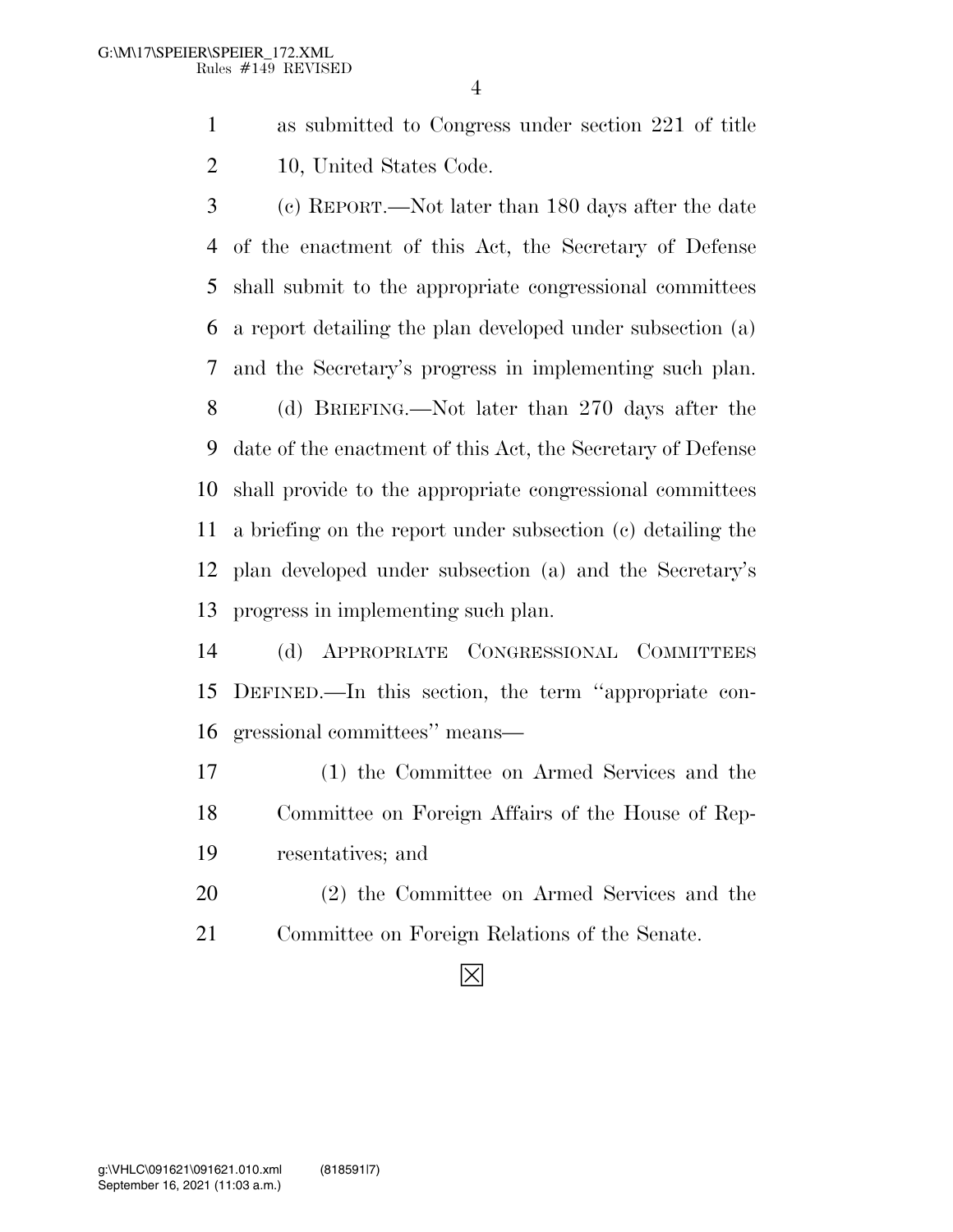as submitted to Congress under section 221 of title 10, United States Code.

(c) REPORT.—Not later than 180 days after the date of the enactment of this Act, the Secretary of Defense shall submit to the appropriate congressional committees a report detailing the plan developed under subsection (a) and the Secretary's progress in implementing such plan.

(d) BRIEFING.—Not later than 270 days after the date of the enactment of this Act, the Secretary of Defense shall provide to the appropriate congressional committees a briefing on the report under subsection (c) detailing the plan developed under subsection (a) and the Secretary's progress in implementing such plan.

(d) APPROPRIATE CONGRESSIONAL COMMITTEES DEFINED.—In this section, the term ''appropriate congressional committees'' means—

(1) the Committee on Armed Services and the Committee on Foreign Affairs of the House of Representatives; and

(2) the Committee on Armed Services and the Committee on Foreign Relations of the Senate.

☒